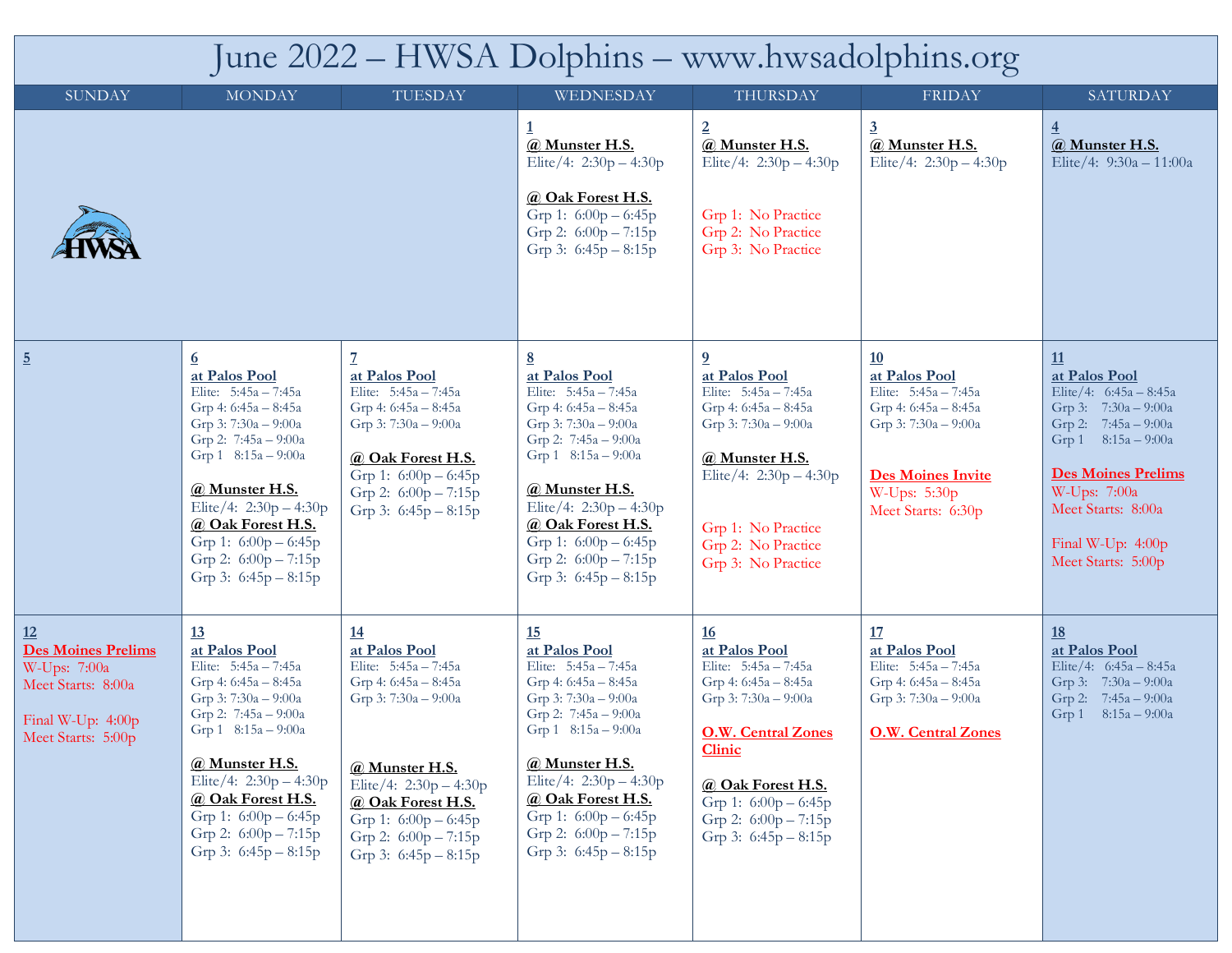# June 2022 – HWSA Dolphins – www.hwsadolphins.org

| SUNDAY | MONDAY | TUESDAY | WEDNESDAY | THURSDAY | FRIDAY | SATURDAY |
|---|---|---|---|---|---|---|
| | | | **1**<br>**@ Munster H.S.**<br>Elite/4: 2:30p – 4:30p<br><br>**@ Oak Forest H.S.**<br>Grp 1: 6:00p – 6:45p<br>Grp 2: 6:00p – 7:15p<br>Grp 3: 6:45p – 8:15p | **2**<br>**@ Munster H.S.**<br>Elite/4: 2:30p – 4:30p<br><br>Grp 1: No Practice<br>Grp 2: No Practice<br>Grp 3: No Practice | **3**<br>**@ Munster H.S.**<br>Elite/4: 2:30p – 4:30p | **4**<br>**@ Munster H.S.**<br>Elite/4: 9:30a – 11:00a |
| **5** | **6**<br>**at Palos Pool**<br>Elite: 5:45a – 7:45a<br>Grp 4: 6:45a – 8:45a<br>Grp 3: 7:30a – 9:00a<br>Grp 2: 7:45a – 9:00a<br>Grp 1 8:15a – 9:00a<br><br>**@ Munster H.S.**<br>Elite/4: 2:30p – 4:30p<br>**@ Oak Forest H.S.**<br>Grp 1: 6:00p – 6:45p<br>Grp 2: 6:00p – 7:15p<br>Grp 3: 6:45p – 8:15p | **7**<br>**at Palos Pool**<br>Elite: 5:45a – 7:45a<br>Grp 4: 6:45a – 8:45a<br>Grp 3: 7:30a – 9:00a<br><br>**@ Oak Forest H.S.**<br>Grp 1: 6:00p – 6:45p<br>Grp 2: 6:00p – 7:15p<br>Grp 3: 6:45p – 8:15p | **8**<br>**at Palos Pool**<br>Elite: 5:45a – 7:45a<br>Grp 4: 6:45a – 8:45a<br>Grp 3: 7:30a – 9:00a<br>Grp 2: 7:45a – 9:00a<br>Grp 1 8:15a – 9:00a<br><br>**@ Munster H.S.**<br>Elite/4: 2:30p – 4:30p<br>**@ Oak Forest H.S.**<br>Grp 1: 6:00p – 6:45p<br>Grp 2: 6:00p – 7:15p<br>Grp 3: 6:45p – 8:15p | **9**<br>**at Palos Pool**<br>Elite: 5:45a – 7:45a<br>Grp 4: 6:45a – 8:45a<br>Grp 3: 7:30a – 9:00a<br><br>**@ Munster H.S.**<br>Elite/4: 2:30p – 4:30p<br><br>Grp 1: No Practice<br>Grp 2: No Practice<br>Grp 3: No Practice | **10**<br>**at Palos Pool**<br>Elite: 5:45a – 7:45a<br>Grp 4: 6:45a – 8:45a<br>Grp 3: 7:30a – 9:00a<br><br>**Des Moines Invite**<br>W-Ups: 5:30p<br>Meet Starts: 6:30p | **11**<br>**at Palos Pool**<br>Elite/4: 6:45a – 8:45a<br>Grp 3: 7:30a – 9:00a<br>Grp 2: 7:45a – 9:00a<br>Grp 1 8:15a – 9:00a<br><br>**Des Moines Prelims**<br>W-Ups: 7:00a<br>Meet Starts: 8:00a<br><br>Final W-Up: 4:00p<br>Meet Starts: 5:00p |
| **12**<br>**Des Moines Prelims**<br>W-Ups: 7:00a<br>Meet Starts: 8:00a<br><br>Final W-Up: 4:00p<br>Meet Starts: 5:00p | **13**<br>**at Palos Pool**<br>Elite: 5:45a – 7:45a<br>Grp 4: 6:45a – 8:45a<br>Grp 3: 7:30a – 9:00a<br>Grp 2: 7:45a – 9:00a<br>Grp 1 8:15a – 9:00a<br><br>**@ Munster H.S.**<br>Elite/4: 2:30p – 4:30p<br>**@ Oak Forest H.S.**<br>Grp 1: 6:00p – 6:45p<br>Grp 2: 6:00p – 7:15p<br>Grp 3: 6:45p – 8:15p | **14**<br>**at Palos Pool**<br>Elite: 5:45a – 7:45a<br>Grp 4: 6:45a – 8:45a<br>Grp 3: 7:30a – 9:00a<br><br>**@ Munster H.S.**<br>Elite/4: 2:30p – 4:30p<br>**@ Oak Forest H.S.**<br>Grp 1: 6:00p – 6:45p<br>Grp 2: 6:00p – 7:15p<br>Grp 3: 6:45p – 8:15p | **15**<br>**at Palos Pool**<br>Elite: 5:45a – 7:45a<br>Grp 4: 6:45a – 8:45a<br>Grp 3: 7:30a – 9:00a<br>Grp 2: 7:45a – 9:00a<br>Grp 1 8:15a – 9:00a<br><br>**@ Munster H.S.**<br>Elite/4: 2:30p – 4:30p<br>**@ Oak Forest H.S.**<br>Grp 1: 6:00p – 6:45p<br>Grp 2: 6:00p – 7:15p<br>Grp 3: 6:45p – 8:15p | **16**<br>**at Palos Pool**<br>Elite: 5:45a – 7:45a<br>Grp 4: 6:45a – 8:45a<br>Grp 3: 7:30a – 9:00a<br><br>**O.W. Central Zones Clinic**<br><br>**@ Oak Forest H.S.**<br>Grp 1: 6:00p – 6:45p<br>Grp 2: 6:00p – 7:15p<br>Grp 3: 6:45p – 8:15p | **17**<br>**at Palos Pool**<br>Elite: 5:45a – 7:45a<br>Grp 4: 6:45a – 8:45a<br>Grp 3: 7:30a – 9:00a<br><br>**O.W. Central Zones** | **18**<br>**at Palos Pool**<br>Elite/4: 6:45a – 8:45a<br>Grp 3: 7:30a – 9:00a<br>Grp 2: 7:45a – 9:00a<br>Grp 1 8:15a – 9:00a |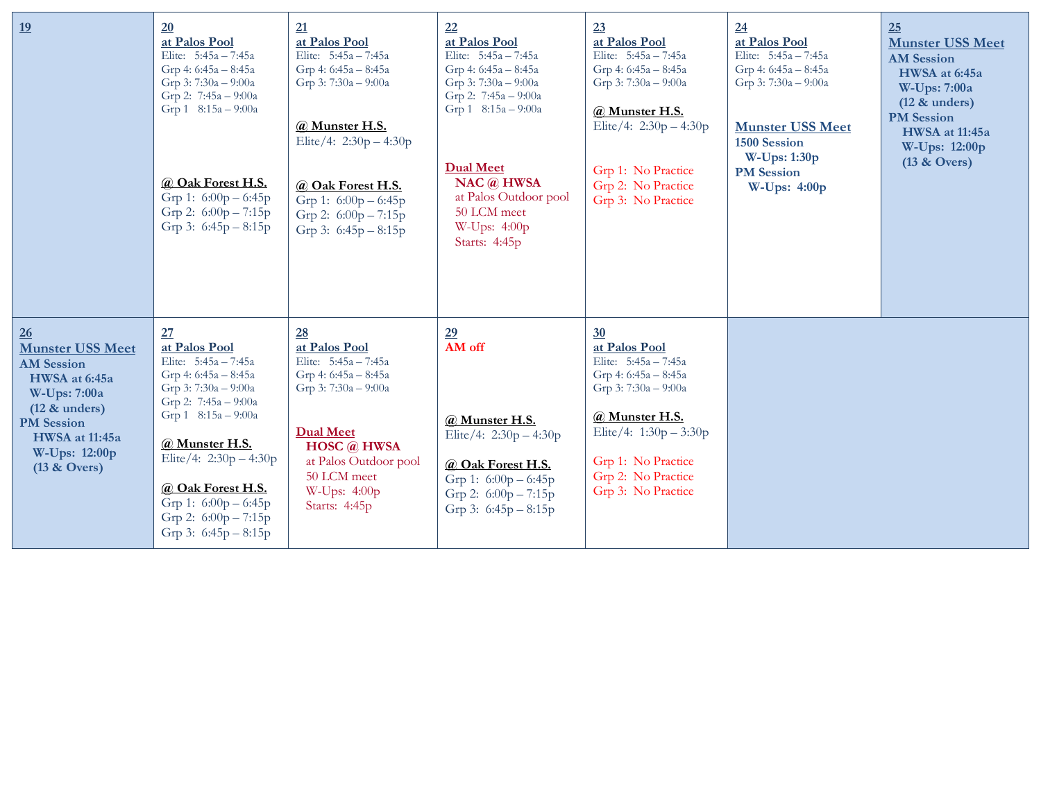| 19 | 20 | 21 | 22 | 23 | 24 | 25 |
|---|---|---|---|---|---|---|
| | **at Palos Pool**<br>Elite: 5:45a – 7:45a<br>Grp 4: 6:45a – 8:45a<br>Grp 3: 7:30a – 9:00a<br>Grp 2: 7:45a – 9:00a<br>Grp 1 8:15a – 9:00a<br><br>**@ Oak Forest H.S.**<br>Grp 1: 6:00p – 6:45p<br>Grp 2: 6:00p – 7:15p<br>Grp 3: 6:45p – 8:15p | **at Palos Pool**<br>Elite: 5:45a – 7:45a<br>Grp 4: 6:45a – 8:45a<br>Grp 3: 7:30a – 9:00a<br><br>**@ Munster H.S.**<br>Elite/4: 2:30p – 4:30p<br><br>**@ Oak Forest H.S.**<br>Grp 1: 6:00p – 6:45p<br>Grp 2: 6:00p – 7:15p<br>Grp 3: 6:45p – 8:15p | **at Palos Pool**<br>Elite: 5:45a – 7:45a<br>Grp 4: 6:45a – 8:45a<br>Grp 3: 7:30a – 9:00a<br>Grp 2: 7:45a – 9:00a<br>Grp 1 8:15a – 9:00a<br><br>**Dual Meet**<br>**NAC @ HWSA**<br>at Palos Outdoor pool<br>50 LCM meet<br>W-Ups: 4:00p<br>Starts: 4:45p | **at Palos Pool**<br>Elite: 5:45a – 7:45a<br>Grp 4: 6:45a – 8:45a<br>Grp 3: 7:30a – 9:00a<br><br>**@ Munster H.S.**<br>Elite/4: 2:30p – 4:30p<br><br>Grp 1: No Practice<br>Grp 2: No Practice<br>Grp 3: No Practice | **at Palos Pool**<br>Elite: 5:45a – 7:45a<br>Grp 4: 6:45a – 8:45a<br>Grp 3: 7:30a – 9:00a<br><br>**Munster USS Meet**<br>**1500 Session**<br>**W-Ups: 1:30p**<br>**PM Session**<br>**W-Ups: 4:00p** | **Munster USS Meet**<br>**AM Session**<br>**HWSA at 6:45a**<br>**W-Ups: 7:00a**<br>**(12 & unders)**<br>**PM Session**<br>**HWSA at 11:45a**<br>**W-Ups: 12:00p**<br>**(13 & Overs)** |
| **26** | **27** | **28** | **29** | **30** | | |
| **Munster USS Meet**<br>**AM Session**<br>**HWSA at 6:45a**<br>**W-Ups: 7:00a**<br>**(12 & unders)**<br>**PM Session**<br>**HWSA at 11:45a**<br>**W-Ups: 12:00p**<br>**(13 & Overs)** | **at Palos Pool**<br>Elite: 5:45a – 7:45a<br>Grp 4: 6:45a – 8:45a<br>Grp 3: 7:30a – 9:00a<br>Grp 2: 7:45a – 9:00a<br>Grp 1 8:15a – 9:00a<br><br>**@ Munster H.S.**<br>Elite/4: 2:30p – 4:30p<br><br>**@ Oak Forest H.S.**<br>Grp 1: 6:00p – 6:45p<br>Grp 2: 6:00p – 7:15p<br>Grp 3: 6:45p – 8:15p | **at Palos Pool**<br>Elite: 5:45a – 7:45a<br>Grp 4: 6:45a – 8:45a<br>Grp 3: 7:30a – 9:00a<br><br>**Dual Meet**<br>**HOSC @ HWSA**<br>at Palos Outdoor pool<br>50 LCM meet<br>W-Ups: 4:00p<br>Starts: 4:45p | **AM off**<br><br>**@ Munster H.S.**<br>Elite/4: 2:30p – 4:30p<br><br>**@ Oak Forest H.S.**<br>Grp 1: 6:00p – 6:45p<br>Grp 2: 6:00p – 7:15p<br>Grp 3: 6:45p – 8:15p | **at Palos Pool**<br>Elite: 5:45a – 7:45a<br>Grp 4: 6:45a – 8:45a<br>Grp 3: 7:30a – 9:00a<br><br>**@ Munster H.S.**<br>Elite/4: 1:30p – 3:30p<br><br>Grp 1: No Practice<br>Grp 2: No Practice<br>Grp 3: No Practice | | |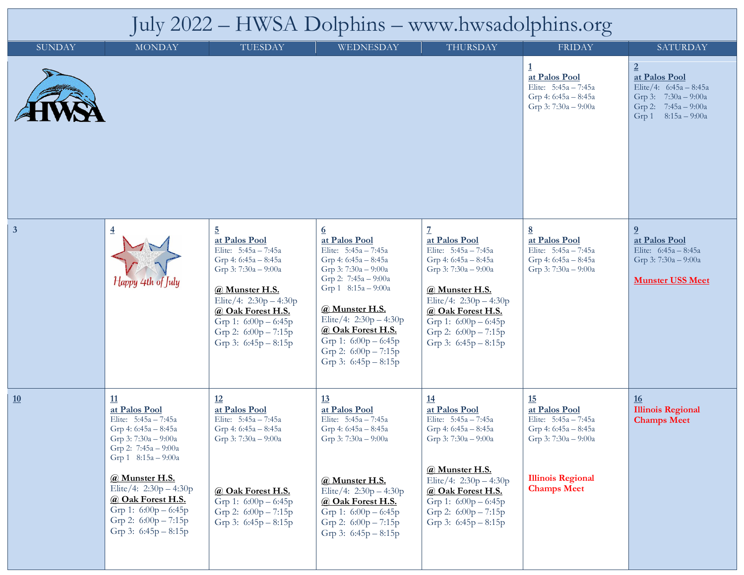# July 2022 – HWSA Dolphins – www.hwsadolphins.org

| SUNDAY | MONDAY | TUESDAY | WEDNESDAY | THURSDAY | FRIDAY | SATURDAY |
|---|---|---|---|---|---|---|
| | | | | | **1**<br>**at Palos Pool**<br>Elite: 5:45a – 7:45a<br>Grp 4: 6:45a – 8:45a<br>Grp 3: 7:30a – 9:00a | **2**<br>**at Palos Pool**<br>Elite/4: 6:45a – 8:45a<br>Grp 3: 7:30a – 9:00a<br>Grp 2: 7:45a – 9:00a<br>Grp 1 8:15a – 9:00a |
| **3** | **4**<br>Happy 4th of July | **5**<br>**at Palos Pool**<br>Elite: 5:45a – 7:45a<br>Grp 4: 6:45a – 8:45a<br>Grp 3: 7:30a – 9:00a<br><br>**@ Munster H.S.**<br>Elite/4: 2:30p – 4:30p<br>**@ Oak Forest H.S.**<br>Grp 1: 6:00p – 6:45p<br>Grp 2: 6:00p – 7:15p<br>Grp 3: 6:45p – 8:15p | **6**<br>**at Palos Pool**<br>Elite: 5:45a – 7:45a<br>Grp 4: 6:45a – 8:45a<br>Grp 3: 7:30a – 9:00a<br>Grp 2: 7:45a – 9:00a<br>Grp 1 8:15a – 9:00a<br><br>**@ Munster H.S.**<br>Elite/4: 2:30p – 4:30p<br>**@ Oak Forest H.S.**<br>Grp 1: 6:00p – 6:45p<br>Grp 2: 6:00p – 7:15p<br>Grp 3: 6:45p – 8:15p | **7**<br>**at Palos Pool**<br>Elite: 5:45a – 7:45a<br>Grp 4: 6:45a – 8:45a<br>Grp 3: 7:30a – 9:00a<br><br>**@ Munster H.S.**<br>Elite/4: 2:30p – 4:30p<br>**@ Oak Forest H.S.**<br>Grp 1: 6:00p – 6:45p<br>Grp 2: 6:00p – 7:15p<br>Grp 3: 6:45p – 8:15p | **8**<br>**at Palos Pool**<br>Elite: 5:45a – 7:45a<br>Grp 4: 6:45a – 8:45a<br>Grp 3: 7:30a – 9:00a | **9**<br>**at Palos Pool**<br>Elite: 6:45a – 8:45a<br>Grp 3: 7:30a – 9:00a<br><br>**Munster USS Meet** |
| **10** | **11**<br>**at Palos Pool**<br>Elite: 5:45a – 7:45a<br>Grp 4: 6:45a – 8:45a<br>Grp 3: 7:30a – 9:00a<br>Grp 2: 7:45a – 9:00a<br>Grp 1 8:15a – 9:00a<br><br>**@ Munster H.S.**<br>Elite/4: 2:30p – 4:30p<br>**@ Oak Forest H.S.**<br>Grp 1: 6:00p – 6:45p<br>Grp 2: 6:00p – 7:15p<br>Grp 3: 6:45p – 8:15p | **12**<br>**at Palos Pool**<br>Elite: 5:45a – 7:45a<br>Grp 4: 6:45a – 8:45a<br>Grp 3: 7:30a – 9:00a<br><br>**@ Oak Forest H.S.**<br>Grp 1: 6:00p – 6:45p<br>Grp 2: 6:00p – 7:15p<br>Grp 3: 6:45p – 8:15p | **13**<br>**at Palos Pool**<br>Elite: 5:45a – 7:45a<br>Grp 4: 6:45a – 8:45a<br>Grp 3: 7:30a – 9:00a<br><br>**@ Munster H.S.**<br>Elite/4: 2:30p – 4:30p<br>**@ Oak Forest H.S.**<br>Grp 1: 6:00p – 6:45p<br>Grp 2: 6:00p – 7:15p<br>Grp 3: 6:45p – 8:15p | **14**<br>**at Palos Pool**<br>Elite: 5:45a – 7:45a<br>Grp 4: 6:45a – 8:45a<br>Grp 3: 7:30a – 9:00a<br><br>**@ Munster H.S.**<br>Elite/4: 2:30p – 4:30p<br>**@ Oak Forest H.S.**<br>Grp 1: 6:00p – 6:45p<br>Grp 2: 6:00p – 7:15p<br>Grp 3: 6:45p – 8:15p | **15**<br>**at Palos Pool**<br>Elite: 5:45a – 7:45a<br>Grp 4: 6:45a – 8:45a<br>Grp 3: 7:30a – 9:00a<br><br>**Illinois Regional Champs Meet** | **16**<br>**Illinois Regional Champs Meet** |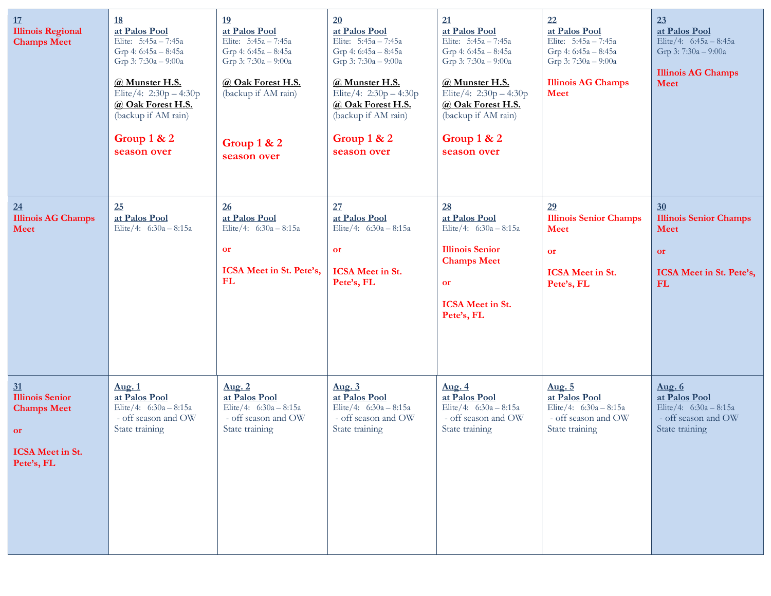| | | | | | | |
|---|---|---|---|---|---|---|
| **17**<br>**Illinois Regional Champs Meet** | **18**<br>**at Palos Pool**<br>Elite: 5:45a – 7:45a<br>Grp 4: 6:45a – 8:45a<br>Grp 3: 7:30a – 9:00a<br><br>**@ Munster H.S.**<br>Elite/4: 2:30p – 4:30p<br>**@ Oak Forest H.S.**<br>(backup if AM rain)<br><br>**Group 1 & 2 season over** | **19**<br>**at Palos Pool**<br>Elite: 5:45a – 7:45a<br>Grp 4: 6:45a – 8:45a<br>Grp 3: 7:30a – 9:00a<br><br>**@ Oak Forest H.S.**<br>(backup if AM rain)<br><br>**Group 1 & 2 season over** | **20**<br>**at Palos Pool**<br>Elite: 5:45a – 7:45a<br>Grp 4: 6:45a – 8:45a<br>Grp 3: 7:30a – 9:00a<br><br>**@ Munster H.S.**<br>Elite/4: 2:30p – 4:30p<br>**@ Oak Forest H.S.**<br>(backup if AM rain)<br><br>**Group 1 & 2 season over** | **21**<br>**at Palos Pool**<br>Elite: 5:45a – 7:45a<br>Grp 4: 6:45a – 8:45a<br>Grp 3: 7:30a – 9:00a<br><br>**@ Munster H.S.**<br>Elite/4: 2:30p – 4:30p<br>**@ Oak Forest H.S.**<br>(backup if AM rain)<br><br>**Group 1 & 2 season over** | **22**<br>**at Palos Pool**<br>Elite: 5:45a – 7:45a<br>Grp 4: 6:45a – 8:45a<br>Grp 3: 7:30a – 9:00a<br><br>**Illinois AG Champs Meet** | **23**<br>**at Palos Pool**<br>Elite/4: 6:45a – 8:45a<br>Grp 3: 7:30a – 9:00a<br><br>**Illinois AG Champs Meet** |
| **24**<br>**Illinois AG Champs Meet** | **25**<br>**at Palos Pool**<br>Elite/4: 6:30a – 8:15a | **26**<br>**at Palos Pool**<br>Elite/4: 6:30a – 8:15a<br><br>**or**<br><br>**ICSA Meet in St. Pete's, FL** | **27**<br>**at Palos Pool**<br>Elite/4: 6:30a – 8:15a<br><br>**or**<br><br>**ICSA Meet in St. Pete's, FL** | **28**<br>**at Palos Pool**<br>Elite/4: 6:30a – 8:15a<br><br>**Illinois Senior Champs Meet**<br><br>**or**<br><br>**ICSA Meet in St. Pete's, FL** | **29**<br>**Illinois Senior Champs Meet**<br><br>**or**<br><br>**ICSA Meet in St. Pete's, FL** | **30**<br>**Illinois Senior Champs Meet**<br><br>**or**<br><br>**ICSA Meet in St. Pete's, FL** |
| **31**<br>**Illinois Senior Champs Meet**<br><br>**or**<br><br>**ICSA Meet in St. Pete's, FL** | **Aug. 1**<br>**at Palos Pool**<br>Elite/4: 6:30a – 8:15a<br>- off season and OW State training | **Aug. 2**<br>**at Palos Pool**<br>Elite/4: 6:30a – 8:15a<br>- off season and OW State training | **Aug. 3**<br>**at Palos Pool**<br>Elite/4: 6:30a – 8:15a<br>- off season and OW State training | **Aug. 4**<br>**at Palos Pool**<br>Elite/4: 6:30a – 8:15a<br>- off season and OW State training | **Aug. 5**<br>**at Palos Pool**<br>Elite/4: 6:30a – 8:15a<br>- off season and OW State training | **Aug. 6**<br>**at Palos Pool**<br>Elite/4: 6:30a – 8:15a<br>- off season and OW State training |